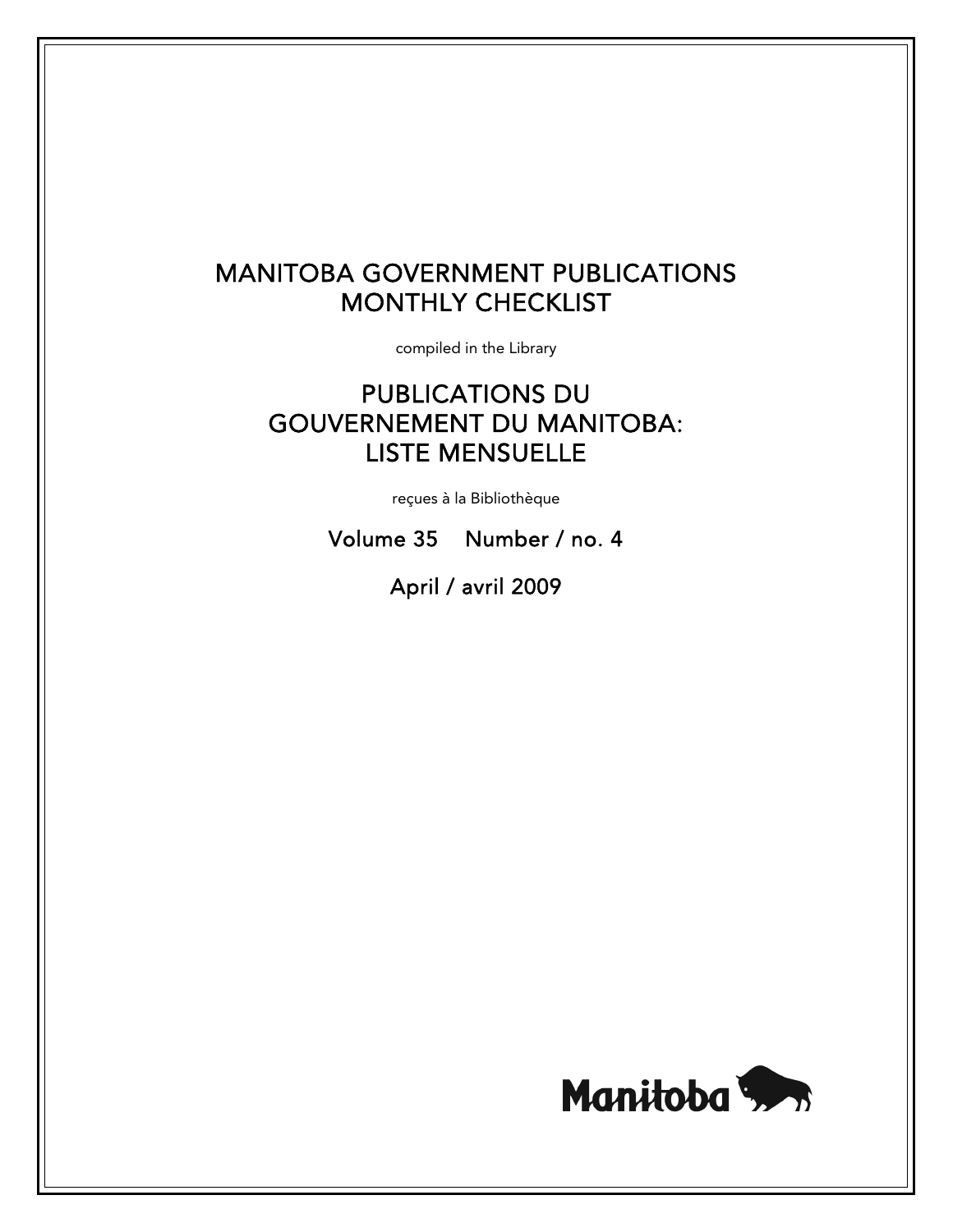# MANITOBA GOVERNMENT PUBLICATIONS MONTHLY CHECKLIST

compiled in the Library

# PUBLICATIONS DU GOUVERNEMENT DU MANITOBA: LISTE MENSUELLE

reçues à la Bibliothèque

Volume 35 Number / no. 4

April / avril 2009

Manitoba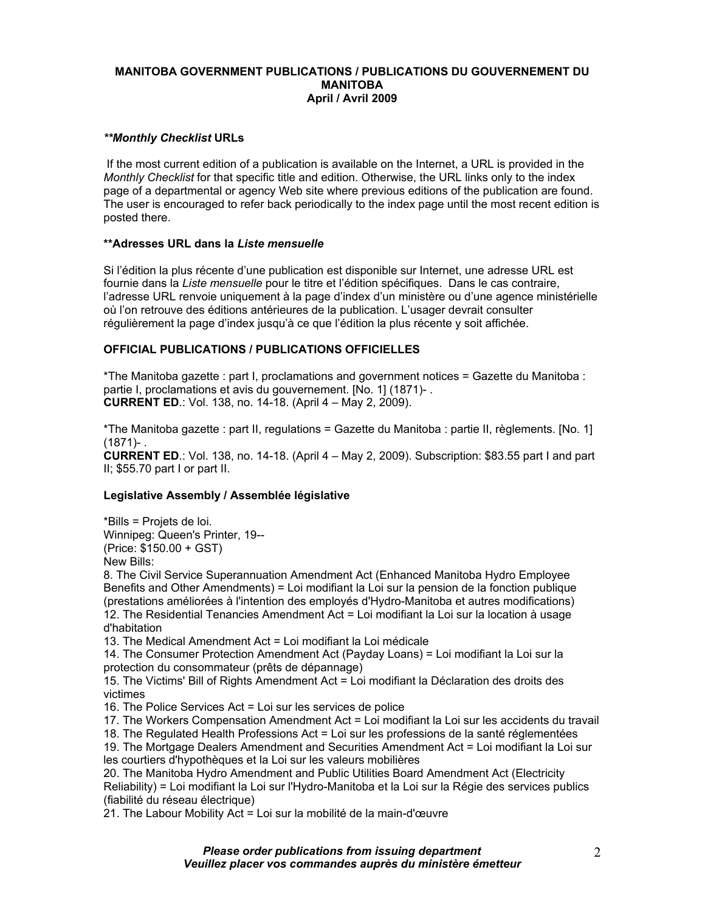**MANITOBA GOVERNMENT PUBLICATIONS / PUBLICATIONS DU GOUVERNEMENT DU MANITOBA**
**April / Avril 2009**

### ***\*\*Monthly Checklist* URLs**

If the most current edition of a publication is available on the Internet, a URL is provided in the *Monthly Checklist* for that specific title and edition. Otherwise, the URL links only to the index page of a departmental or agency Web site where previous editions of the publication are found. The user is encouraged to refer back periodically to the index page until the most recent edition is posted there.

### **\*\*Adresses URL dans la *Liste mensuelle***

Si l'édition la plus récente d'une publication est disponible sur Internet, une adresse URL est fournie dans la *Liste mensuelle* pour le titre et l'édition spécifiques. Dans le cas contraire, l'adresse URL renvoie uniquement à la page d'index d'un ministère ou d'une agence ministérielle où l'on retrouve des éditions antérieures de la publication. L'usager devrait consulter régulièrement la page d'index jusqu'à ce que l'édition la plus récente y soit affichée.

### **OFFICIAL PUBLICATIONS / PUBLICATIONS OFFICIELLES**

*The Manitoba gazette : part I, proclamations and government notices = Gazette du Manitoba : partie I, proclamations et avis du gouvernement. [No. 1] (1871)- .
**CURRENT ED**.: Vol. 138, no. 14-18. (April 4 – May 2, 2009).

*The Manitoba gazette : part II, regulations = Gazette du Manitoba : partie II, règlements. [No. 1] (1871)- .
**CURRENT ED**.: Vol. 138, no. 14-18. (April 4 – May 2, 2009). Subscription: $83.55 part I and part II; $55.70 part I or part II.

### **Legislative Assembly / Assemblée législative**

*Bills = Projets de loi.
Winnipeg: Queen's Printer, 19--
(Price: $150.00 + GST)
New Bills:
8. The Civil Service Superannuation Amendment Act (Enhanced Manitoba Hydro Employee Benefits and Other Amendments) = Loi modifiant la Loi sur la pension de la fonction publique (prestations améliorées à l'intention des employés d'Hydro-Manitoba et autres modifications)
12. The Residential Tenancies Amendment Act = Loi modifiant la Loi sur la location à usage d'habitation
13. The Medical Amendment Act = Loi modifiant la Loi médicale
14. The Consumer Protection Amendment Act (Payday Loans) = Loi modifiant la Loi sur la protection du consommateur (prêts de dépannage)
15. The Victims' Bill of Rights Amendment Act = Loi modifiant la Déclaration des droits des victimes
16. The Police Services Act = Loi sur les services de police
17. The Workers Compensation Amendment Act = Loi modifiant la Loi sur les accidents du travail
18. The Regulated Health Professions Act = Loi sur les professions de la santé réglementées
19. The Mortgage Dealers Amendment and Securities Amendment Act = Loi modifiant la Loi sur les courtiers d'hypothèques et la Loi sur les valeurs mobilières
20. The Manitoba Hydro Amendment and Public Utilities Board Amendment Act (Electricity Reliability) = Loi modifiant la Loi sur l'Hydro-Manitoba et la Loi sur la Régie des services publics (fiabilité du réseau électrique)
21. The Labour Mobility Act = Loi sur la mobilité de la main-d'œuvre

***Please order publications from issuing department***
***Veuillez placer vos commandes auprès du ministère émetteur***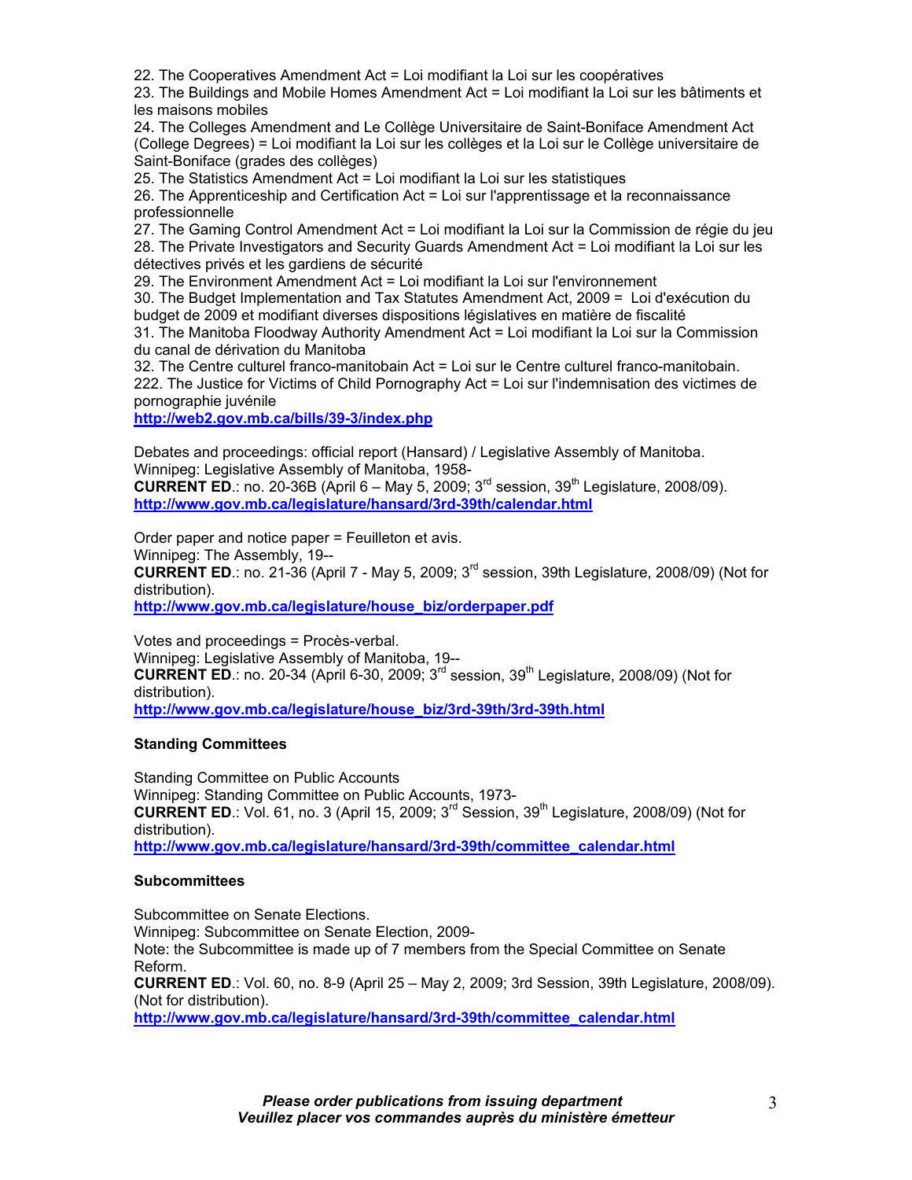22. The Cooperatives Amendment Act = Loi modifiant la Loi sur les coopératives
23. The Buildings and Mobile Homes Amendment Act = Loi modifiant la Loi sur les bâtiments et les maisons mobiles
24. The Colleges Amendment and Le Collège Universitaire de Saint-Boniface Amendment Act (College Degrees) = Loi modifiant la Loi sur les collèges et la Loi sur le Collège universitaire de Saint-Boniface (grades des collèges)
25. The Statistics Amendment Act = Loi modifiant la Loi sur les statistiques
26. The Apprenticeship and Certification Act = Loi sur l'apprentissage et la reconnaissance professionnelle
27. The Gaming Control Amendment Act = Loi modifiant la Loi sur la Commission de régie du jeu
28. The Private Investigators and Security Guards Amendment Act = Loi modifiant la Loi sur les détectives privés et les gardiens de sécurité
29. The Environment Amendment Act = Loi modifiant la Loi sur l'environnement
30. The Budget Implementation and Tax Statutes Amendment Act, 2009 = Loi d'exécution du budget de 2009 et modifiant diverses dispositions législatives en matière de fiscalité
31. The Manitoba Floodway Authority Amendment Act = Loi modifiant la Loi sur la Commission du canal de dérivation du Manitoba
32. The Centre culturel franco-manitobain Act = Loi sur le Centre culturel franco-manitobain.
222. The Justice for Victims of Child Pornography Act = Loi sur l'indemnisation des victimes de pornographie juvénile
**http://web2.gov.mb.ca/bills/39-3/index.php**

Debates and proceedings: official report (Hansard) / Legislative Assembly of Manitoba.
Winnipeg: Legislative Assembly of Manitoba, 1958-
**CURRENT ED**.: no. 20-36B (April 6 – May 5, 2009; 3rd session, 39th Legislature, 2008/09).
**http://www.gov.mb.ca/legislature/hansard/3rd-39th/calendar.html**

Order paper and notice paper = Feuilleton et avis.
Winnipeg: The Assembly, 19--
**CURRENT ED**.: no. 21-36 (April 7 - May 5, 2009; 3rd session, 39th Legislature, 2008/09) (Not for distribution).
**http://www.gov.mb.ca/legislature/house_biz/orderpaper.pdf**

Votes and proceedings = Procès-verbal.
Winnipeg: Legislative Assembly of Manitoba, 19--
**CURRENT ED**.: no. 20-34 (April 6-30, 2009; 3rd session, 39th Legislature, 2008/09) (Not for distribution).
**http://www.gov.mb.ca/legislature/house_biz/3rd-39th/3rd-39th.html**

**Standing Committees**

Standing Committee on Public Accounts
Winnipeg: Standing Committee on Public Accounts, 1973-
**CURRENT ED**.: Vol. 61, no. 3 (April 15, 2009; 3rd Session, 39th Legislature, 2008/09) (Not for distribution).
**http://www.gov.mb.ca/legislature/hansard/3rd-39th/committee_calendar.html**

**Subcommittees**

Subcommittee on Senate Elections.
Winnipeg: Subcommittee on Senate Election, 2009-
Note: the Subcommittee is made up of 7 members from the Special Committee on Senate Reform.
**CURRENT ED**.: Vol. 60, no. 8-9 (April 25 – May 2, 2009; 3rd Session, 39th Legislature, 2008/09). (Not for distribution).
**http://www.gov.mb.ca/legislature/hansard/3rd-39th/committee_calendar.html**

***Please order publications from issuing department***
***Veuillez placer vos commandes auprès du ministère émetteur***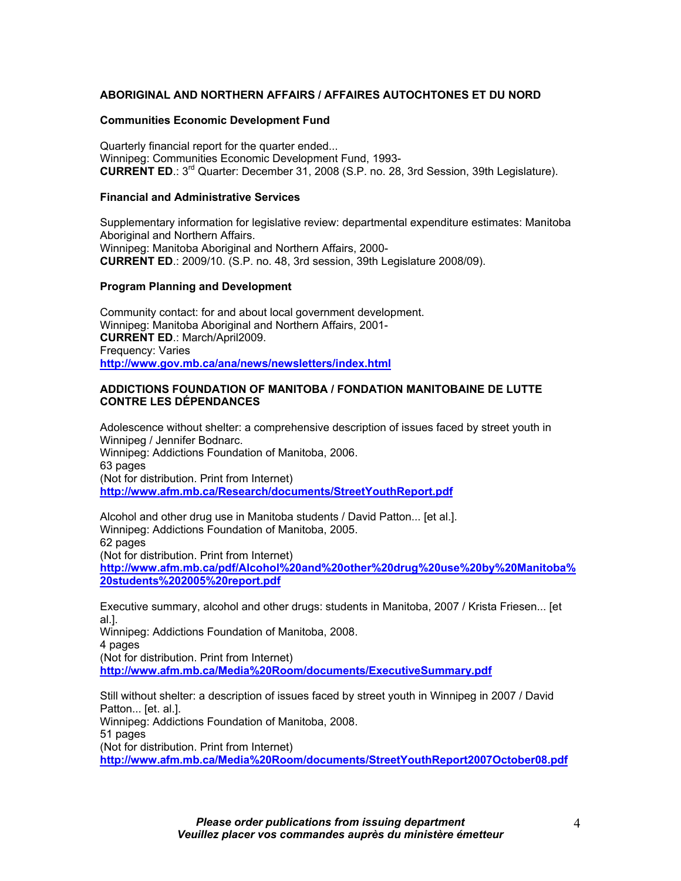## ABORIGINAL AND NORTHERN AFFAIRS / AFFAIRES AUTOCHTONES ET DU NORD

### Communities Economic Development Fund

Quarterly financial report for the quarter ended...
Winnipeg: Communities Economic Development Fund, 1993-
**CURRENT ED**.: 3rd Quarter: December 31, 2008 (S.P. no. 28, 3rd Session, 39th Legislature).

### Financial and Administrative Services

Supplementary information for legislative review: departmental expenditure estimates: Manitoba Aboriginal and Northern Affairs.
Winnipeg: Manitoba Aboriginal and Northern Affairs, 2000-
**CURRENT ED**.: 2009/10. (S.P. no. 48, 3rd session, 39th Legislature 2008/09).

### Program Planning and Development

Community contact: for and about local government development.
Winnipeg: Manitoba Aboriginal and Northern Affairs, 2001-
**CURRENT ED**.: March/April2009.
Frequency: Varies
**http://www.gov.mb.ca/ana/news/newsletters/index.html**

## ADDICTIONS FOUNDATION OF MANITOBA / FONDATION MANITOBAINE DE LUTTE CONTRE LES DÉPENDANCES

Adolescence without shelter: a comprehensive description of issues faced by street youth in Winnipeg / Jennifer Bodnarc.
Winnipeg: Addictions Foundation of Manitoba, 2006.
63 pages
(Not for distribution. Print from Internet)
**http://www.afm.mb.ca/Research/documents/StreetYouthReport.pdf**

Alcohol and other drug use in Manitoba students / David Patton... [et al.].
Winnipeg: Addictions Foundation of Manitoba, 2005.
62 pages
(Not for distribution. Print from Internet)
**http://www.afm.mb.ca/pdf/Alcohol%20and%20other%20drug%20use%20by%20Manitoba%20students%202005%20report.pdf**

Executive summary, alcohol and other drugs: students in Manitoba, 2007 / Krista Friesen... [et al.].
Winnipeg: Addictions Foundation of Manitoba, 2008.
4 pages
(Not for distribution. Print from Internet)
**http://www.afm.mb.ca/Media%20Room/documents/ExecutiveSummary.pdf**

Still without shelter: a description of issues faced by street youth in Winnipeg in 2007 / David Patton... [et. al.].
Winnipeg: Addictions Foundation of Manitoba, 2008.
51 pages
(Not for distribution. Print from Internet)
**http://www.afm.mb.ca/Media%20Room/documents/StreetYouthReport2007October08.pdf**

***Please order publications from issuing department***
***Veuillez placer vos commandes auprès du ministère émetteur***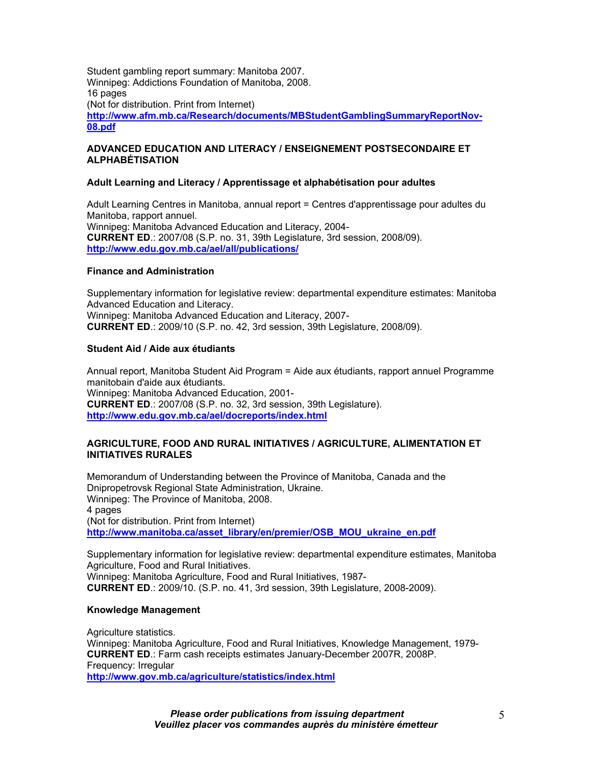Student gambling report summary: Manitoba 2007.
Winnipeg: Addictions Foundation of Manitoba, 2008.
16 pages
(Not for distribution. Print from Internet)
**http://www.afm.mb.ca/Research/documents/MBStudentGamblingSummaryReportNov-08.pdf**

**ADVANCED EDUCATION AND LITERACY / ENSEIGNEMENT POSTSECONDAIRE ET ALPHABÉTISATION**

**Adult Learning and Literacy / Apprentissage et alphabétisation pour adultes**

Adult Learning Centres in Manitoba, annual report = Centres d'apprentissage pour adultes du Manitoba, rapport annuel.
Winnipeg: Manitoba Advanced Education and Literacy, 2004-
**CURRENT ED**.: 2007/08 (S.P. no. 31, 39th Legislature, 3rd session, 2008/09).
**http://www.edu.gov.mb.ca/ael/all/publications/**

**Finance and Administration**

Supplementary information for legislative review: departmental expenditure estimates: Manitoba Advanced Education and Literacy.
Winnipeg: Manitoba Advanced Education and Literacy, 2007-
**CURRENT ED**.: 2009/10 (S.P. no. 42, 3rd session, 39th Legislature, 2008/09).

**Student Aid / Aide aux étudiants**

Annual report, Manitoba Student Aid Program = Aide aux étudiants, rapport annuel Programme manitobain d'aide aux étudiants.
Winnipeg: Manitoba Advanced Education, 2001-
**CURRENT ED**.: 2007/08 (S.P. no. 32, 3rd session, 39th Legislature).
**http://www.edu.gov.mb.ca/ael/docreports/index.html**

**AGRICULTURE, FOOD AND RURAL INITIATIVES / AGRICULTURE, ALIMENTATION ET INITIATIVES RURALES**

Memorandum of Understanding between the Province of Manitoba, Canada and the Dnipropetrovsk Regional State Administration, Ukraine.
Winnipeg: The Province of Manitoba, 2008.
4 pages
(Not for distribution. Print from Internet)
**http://www.manitoba.ca/asset_library/en/premier/OSB_MOU_ukraine_en.pdf**

Supplementary information for legislative review: departmental expenditure estimates, Manitoba Agriculture, Food and Rural Initiatives.
Winnipeg: Manitoba Agriculture, Food and Rural Initiatives, 1987-
**CURRENT ED**.: 2009/10. (S.P. no. 41, 3rd session, 39th Legislature, 2008-2009).

**Knowledge Management**

Agriculture statistics.
Winnipeg: Manitoba Agriculture, Food and Rural Initiatives, Knowledge Management, 1979-
**CURRENT ED**.: Farm cash receipts estimates January-December 2007R, 2008P.
Frequency: Irregular
**http://www.gov.mb.ca/agriculture/statistics/index.html**

***Please order publications from issuing department***
***Veuillez placer vos commandes auprès du ministère émetteur***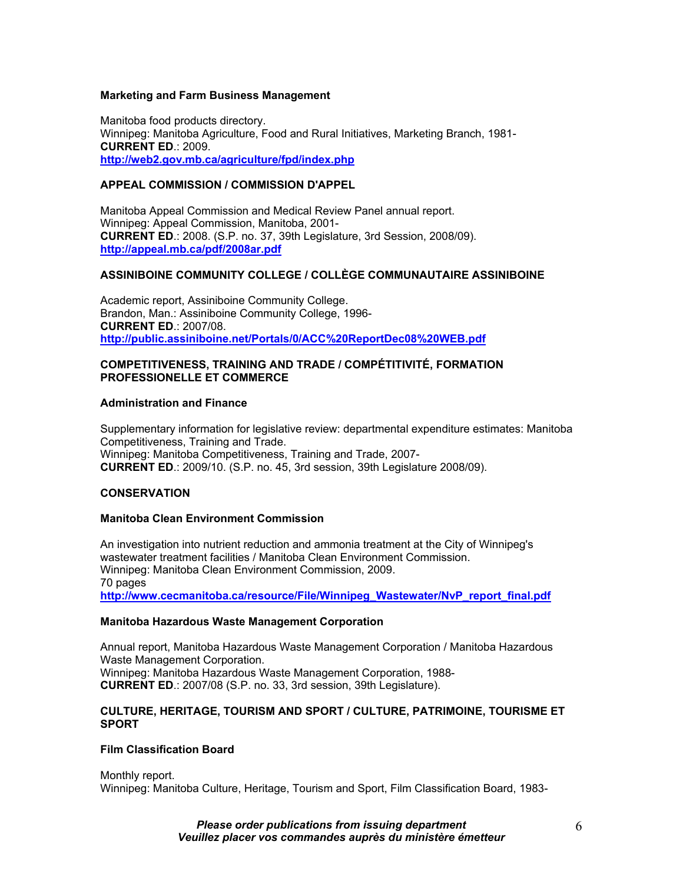### Marketing and Farm Business Management

Manitoba food products directory.
Winnipeg: Manitoba Agriculture, Food and Rural Initiatives, Marketing Branch, 1981-
**CURRENT ED**.: 2009.
**http://web2.gov.mb.ca/agriculture/fpd/index.php**

## APPEAL COMMISSION / COMMISSION D'APPEL

Manitoba Appeal Commission and Medical Review Panel annual report.
Winnipeg: Appeal Commission, Manitoba, 2001-
**CURRENT ED**.: 2008. (S.P. no. 37, 39th Legislature, 3rd Session, 2008/09).
**http://appeal.mb.ca/pdf/2008ar.pdf**

## ASSINIBOINE COMMUNITY COLLEGE / COLLÈGE COMMUNAUTAIRE ASSINIBOINE

Academic report, Assiniboine Community College.
Brandon, Man.: Assiniboine Community College, 1996-
**CURRENT ED**.: 2007/08.
**http://public.assiniboine.net/Portals/0/ACC%20ReportDec08%20WEB.pdf**

## COMPETITIVENESS, TRAINING AND TRADE / COMPÉTITIVITÉ, FORMATION PROFESSIONELLE ET COMMERCE

### Administration and Finance

Supplementary information for legislative review: departmental expenditure estimates: Manitoba Competitiveness, Training and Trade.
Winnipeg: Manitoba Competitiveness, Training and Trade, 2007-
**CURRENT ED**.: 2009/10. (S.P. no. 45, 3rd session, 39th Legislature 2008/09).

## CONSERVATION

### Manitoba Clean Environment Commission

An investigation into nutrient reduction and ammonia treatment at the City of Winnipeg's wastewater treatment facilities / Manitoba Clean Environment Commission.
Winnipeg: Manitoba Clean Environment Commission, 2009.
70 pages
**http://www.cecmanitoba.ca/resource/File/Winnipeg_Wastewater/NvP_report_final.pdf**

### Manitoba Hazardous Waste Management Corporation

Annual report, Manitoba Hazardous Waste Management Corporation / Manitoba Hazardous Waste Management Corporation.
Winnipeg: Manitoba Hazardous Waste Management Corporation, 1988-
**CURRENT ED**.: 2007/08 (S.P. no. 33, 3rd session, 39th Legislature).

## CULTURE, HERITAGE, TOURISM AND SPORT / CULTURE, PATRIMOINE, TOURISME ET SPORT

### Film Classification Board

Monthly report.
Winnipeg: Manitoba Culture, Heritage, Tourism and Sport, Film Classification Board, 1983-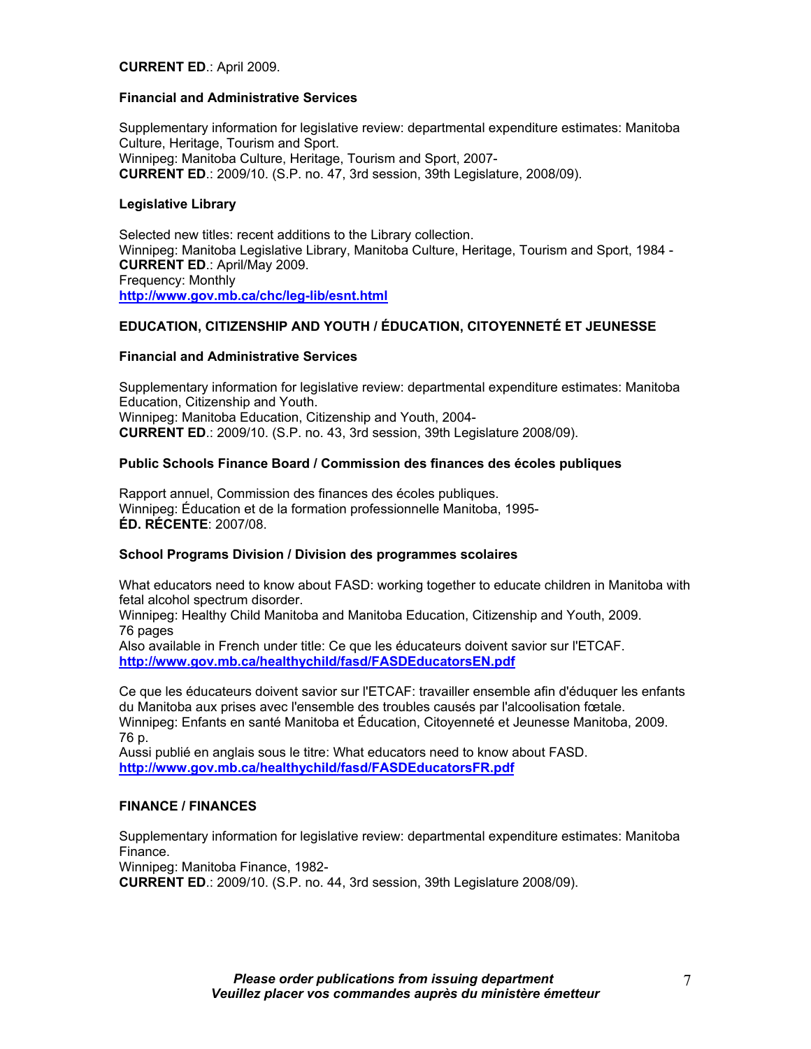**CURRENT ED**.: April 2009.

**Financial and Administrative Services**

Supplementary information for legislative review: departmental expenditure estimates: Manitoba Culture, Heritage, Tourism and Sport.
Winnipeg: Manitoba Culture, Heritage, Tourism and Sport, 2007-
**CURRENT ED**.: 2009/10. (S.P. no. 47, 3rd session, 39th Legislature, 2008/09).

**Legislative Library**

Selected new titles: recent additions to the Library collection.
Winnipeg: Manitoba Legislative Library, Manitoba Culture, Heritage, Tourism and Sport, 1984 -
**CURRENT ED**.: April/May 2009.
Frequency: Monthly
**http://www.gov.mb.ca/chc/leg-lib/esnt.html**

**EDUCATION, CITIZENSHIP AND YOUTH / ÉDUCATION, CITOYENNETÉ ET JEUNESSE**

**Financial and Administrative Services**

Supplementary information for legislative review: departmental expenditure estimates: Manitoba Education, Citizenship and Youth.
Winnipeg: Manitoba Education, Citizenship and Youth, 2004-
**CURRENT ED**.: 2009/10. (S.P. no. 43, 3rd session, 39th Legislature 2008/09).

**Public Schools Finance Board / Commission des finances des écoles publiques**

Rapport annuel, Commission des finances des écoles publiques.
Winnipeg: Éducation et de la formation professionnelle Manitoba, 1995-
**ÉD. RÉCENTE**: 2007/08.

**School Programs Division / Division des programmes scolaires**

What educators need to know about FASD: working together to educate children in Manitoba with fetal alcohol spectrum disorder.
Winnipeg: Healthy Child Manitoba and Manitoba Education, Citizenship and Youth, 2009.
76 pages
Also available in French under title: Ce que les éducateurs doivent savior sur l'ETCAF.
**http://www.gov.mb.ca/healthychild/fasd/FASDEducatorsEN.pdf**

Ce que les éducateurs doivent savior sur l'ETCAF: travailler ensemble afin d'éduquer les enfants du Manitoba aux prises avec l'ensemble des troubles causés par l'alcoolisation fœtale.
Winnipeg: Enfants en santé Manitoba et Éducation, Citoyenneté et Jeunesse Manitoba, 2009.
76 p.
Aussi publié en anglais sous le titre: What educators need to know about FASD.
**http://www.gov.mb.ca/healthychild/fasd/FASDEducatorsFR.pdf**

**FINANCE / FINANCES**

Supplementary information for legislative review: departmental expenditure estimates: Manitoba Finance.
Winnipeg: Manitoba Finance, 1982-
**CURRENT ED**.: 2009/10. (S.P. no. 44, 3rd session, 39th Legislature 2008/09).

***Please order publications from issuing department***
***Veuillez placer vos commandes auprès du ministère émetteur***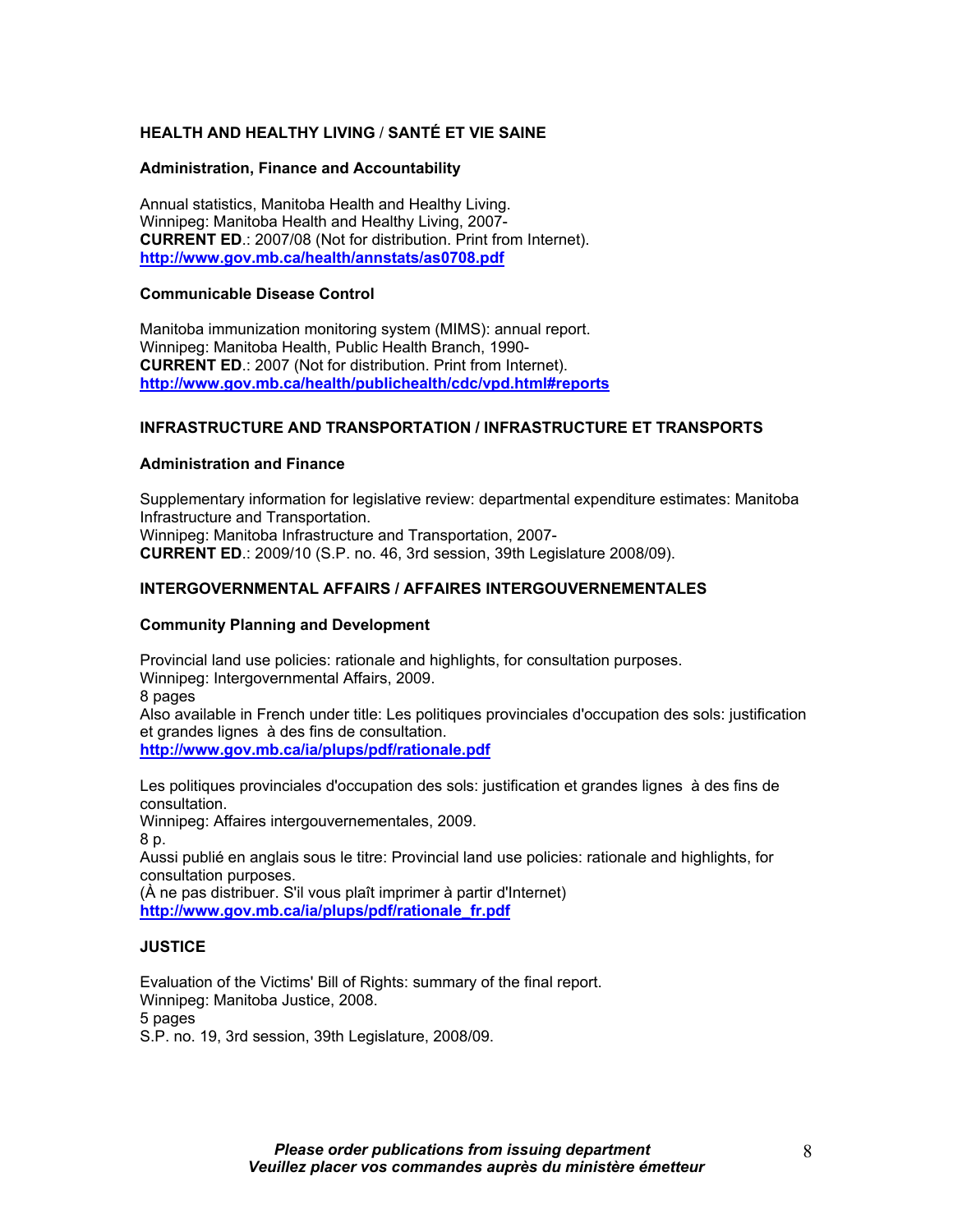## HEALTH AND HEALTHY LIVING / SANTÉ ET VIE SAINE

### Administration, Finance and Accountability

Annual statistics, Manitoba Health and Healthy Living.
Winnipeg: Manitoba Health and Healthy Living, 2007-
**CURRENT ED**.: 2007/08 (Not for distribution. Print from Internet).
**http://www.gov.mb.ca/health/annstats/as0708.pdf**

### Communicable Disease Control

Manitoba immunization monitoring system (MIMS): annual report.
Winnipeg: Manitoba Health, Public Health Branch, 1990-
**CURRENT ED**.: 2007 (Not for distribution. Print from Internet).
**http://www.gov.mb.ca/health/publichealth/cdc/vpd.html#reports**

## INFRASTRUCTURE AND TRANSPORTATION / INFRASTRUCTURE ET TRANSPORTS

### Administration and Finance

Supplementary information for legislative review: departmental expenditure estimates: Manitoba Infrastructure and Transportation.
Winnipeg: Manitoba Infrastructure and Transportation, 2007-
**CURRENT ED**.: 2009/10 (S.P. no. 46, 3rd session, 39th Legislature 2008/09).

## INTERGOVERNMENTAL AFFAIRS / AFFAIRES INTERGOUVERNEMENTALES

### Community Planning and Development

Provincial land use policies: rationale and highlights, for consultation purposes.
Winnipeg: Intergovernmental Affairs, 2009.
8 pages
Also available in French under title: Les politiques provinciales d'occupation des sols: justification et grandes lignes à des fins de consultation.
**http://www.gov.mb.ca/ia/plups/pdf/rationale.pdf**

Les politiques provinciales d'occupation des sols: justification et grandes lignes à des fins de consultation.
Winnipeg: Affaires intergouvernementales, 2009.
8 p.
Aussi publié en anglais sous le titre: Provincial land use policies: rationale and highlights, for consultation purposes.
(À ne pas distribuer. S'il vous plaît imprimer à partir d'Internet)
**http://www.gov.mb.ca/ia/plups/pdf/rationale_fr.pdf**

## JUSTICE

Evaluation of the Victims' Bill of Rights: summary of the final report.
Winnipeg: Manitoba Justice, 2008.
5 pages
S.P. no. 19, 3rd session, 39th Legislature, 2008/09.

***Please order publications from issuing department***
***Veuillez placer vos commandes auprès du ministère émetteur***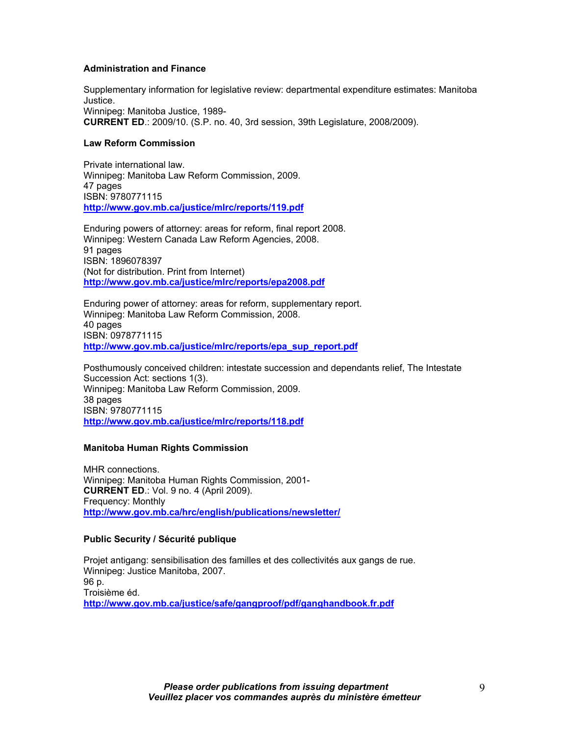**Administration and Finance**

Supplementary information for legislative review: departmental expenditure estimates: Manitoba Justice.
Winnipeg: Manitoba Justice, 1989-
**CURRENT ED**.: 2009/10. (S.P. no. 40, 3rd session, 39th Legislature, 2008/2009).

**Law Reform Commission**

Private international law.
Winnipeg: Manitoba Law Reform Commission, 2009.
47 pages
ISBN: 9780771115
**http://www.gov.mb.ca/justice/mlrc/reports/119.pdf**

Enduring powers of attorney: areas for reform, final report 2008.
Winnipeg: Western Canada Law Reform Agencies, 2008.
91 pages
ISBN: 1896078397
(Not for distribution. Print from Internet)
**http://www.gov.mb.ca/justice/mlrc/reports/epa2008.pdf**

Enduring power of attorney: areas for reform, supplementary report.
Winnipeg: Manitoba Law Reform Commission, 2008.
40 pages
ISBN: 0978771115
**http://www.gov.mb.ca/justice/mlrc/reports/epa_sup_report.pdf**

Posthumously conceived children: intestate succession and dependants relief, The Intestate Succession Act: sections 1(3).
Winnipeg: Manitoba Law Reform Commission, 2009.
38 pages
ISBN: 9780771115
**http://www.gov.mb.ca/justice/mlrc/reports/118.pdf**

**Manitoba Human Rights Commission**

MHR connections.
Winnipeg: Manitoba Human Rights Commission, 2001-
**CURRENT ED**.: Vol. 9 no. 4 (April 2009).
Frequency: Monthly
**http://www.gov.mb.ca/hrc/english/publications/newsletter/**

**Public Security / Sécurité publique**

Projet antigang: sensibilisation des familles et des collectivités aux gangs de rue.
Winnipeg: Justice Manitoba, 2007.
96 p.
Troisième éd.
**http://www.gov.mb.ca/justice/safe/gangproof/pdf/ganghandbook.fr.pdf**

***Please order publications from issuing department***
***Veuillez placer vos commandes auprès du ministère émetteur***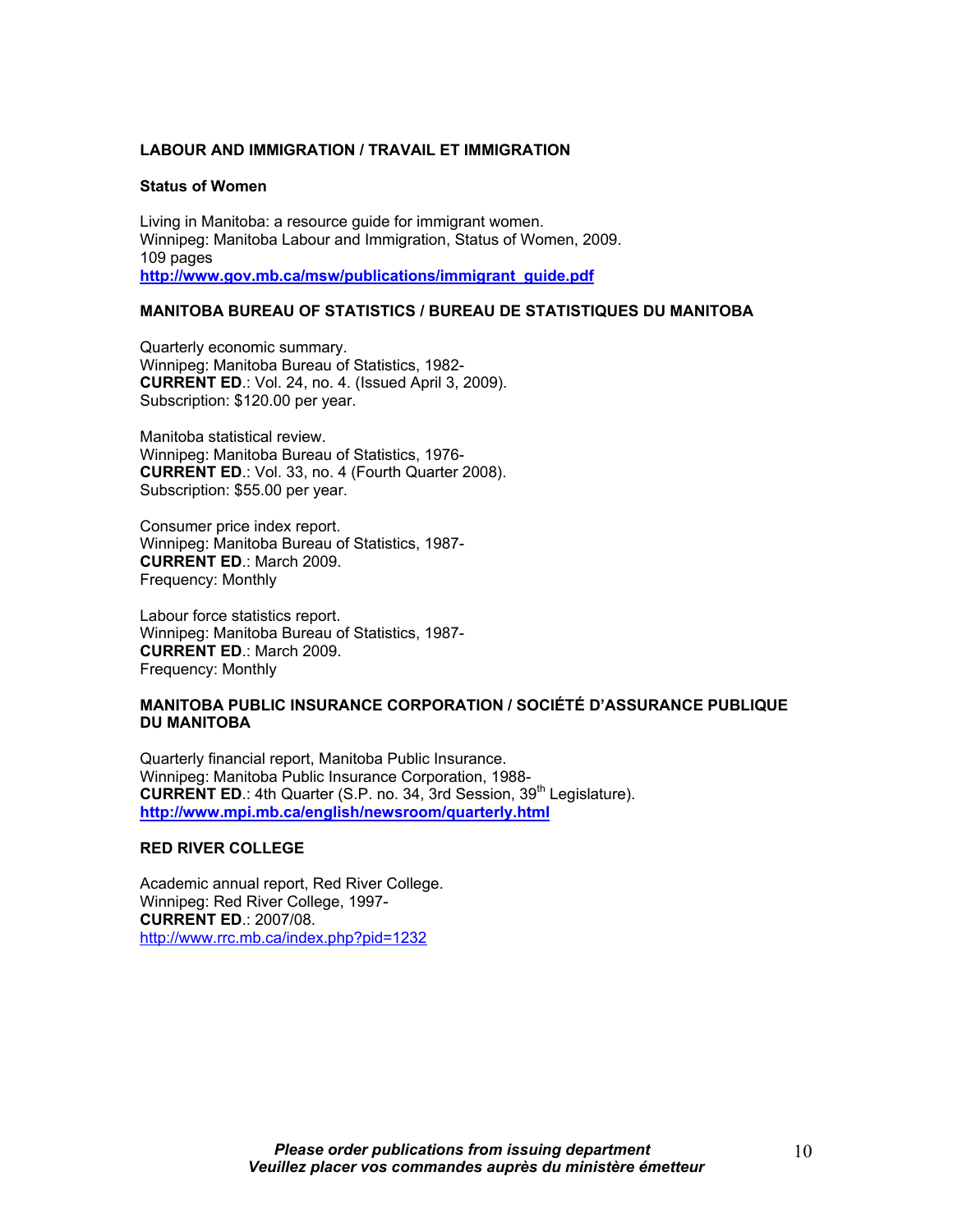**LABOUR AND IMMIGRATION / TRAVAIL ET IMMIGRATION**

**Status of Women**

Living in Manitoba: a resource guide for immigrant women.
Winnipeg: Manitoba Labour and Immigration, Status of Women, 2009.
109 pages
**http://www.gov.mb.ca/msw/publications/immigrant_guide.pdf**

**MANITOBA BUREAU OF STATISTICS / BUREAU DE STATISTIQUES DU MANITOBA**

Quarterly economic summary.
Winnipeg: Manitoba Bureau of Statistics, 1982-
**CURRENT ED**.: Vol. 24, no. 4. (Issued April 3, 2009).
Subscription: $120.00 per year.

Manitoba statistical review.
Winnipeg: Manitoba Bureau of Statistics, 1976-
**CURRENT ED**.: Vol. 33, no. 4 (Fourth Quarter 2008).
Subscription: $55.00 per year.

Consumer price index report.
Winnipeg: Manitoba Bureau of Statistics, 1987-
**CURRENT ED**.: March 2009.
Frequency: Monthly

Labour force statistics report.
Winnipeg: Manitoba Bureau of Statistics, 1987-
**CURRENT ED**.: March 2009.
Frequency: Monthly

**MANITOBA PUBLIC INSURANCE CORPORATION / SOCIÉTÉ D'ASSURANCE PUBLIQUE DU MANITOBA**

Quarterly financial report, Manitoba Public Insurance.
Winnipeg: Manitoba Public Insurance Corporation, 1988-
**CURRENT ED**.: 4th Quarter (S.P. no. 34, 3rd Session, 39th Legislature).
**http://www.mpi.mb.ca/english/newsroom/quarterly.html**

**RED RIVER COLLEGE**

Academic annual report, Red River College.
Winnipeg: Red River College, 1997-
**CURRENT ED**.: 2007/08.
http://www.rrc.mb.ca/index.php?pid=1232

***Please order publications from issuing department***
***Veuillez placer vos commandes auprès du ministère émetteur***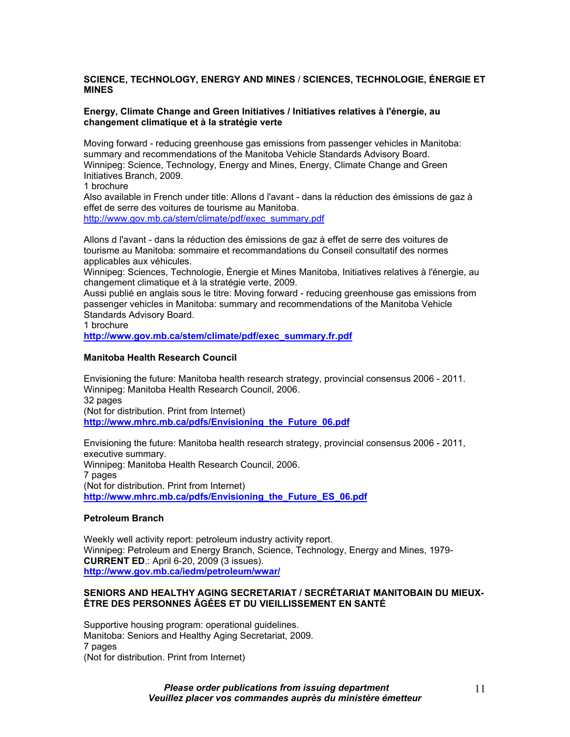## SCIENCE, TECHNOLOGY, ENERGY AND MINES / SCIENCES, TECHNOLOGIE, ÉNERGIE ET MINES

### Energy, Climate Change and Green Initiatives / Initiatives relatives à l'énergie, au changement climatique et à la stratégie verte

Moving forward - reducing greenhouse gas emissions from passenger vehicles in Manitoba: summary and recommendations of the Manitoba Vehicle Standards Advisory Board.
Winnipeg: Science, Technology, Energy and Mines, Energy, Climate Change and Green Initiatives Branch, 2009.
1 brochure
Also available in French under title: Allons d l'avant - dans la réduction des émissions de gaz à effet de serre des voitures de tourisme au Manitoba.
http://www.gov.mb.ca/stem/climate/pdf/exec_summary.pdf

Allons d l'avant - dans la réduction des émissions de gaz à effet de serre des voitures de tourisme au Manitoba: sommaire et recommandations du Conseil consultatif des normes applicables aux véhicules.
Winnipeg: Sciences, Technologie, Énergie et Mines Manitoba, Initiatives relatives à l'énergie, au changement climatique et à la stratégie verte, 2009.
Aussi publié en anglais sous le titre: Moving forward - reducing greenhouse gas emissions from passenger vehicles in Manitoba: summary and recommendations of the Manitoba Vehicle Standards Advisory Board.
1 brochure
**http://www.gov.mb.ca/stem/climate/pdf/exec_summary.fr.pdf**

### Manitoba Health Research Council

Envisioning the future: Manitoba health research strategy, provincial consensus 2006 - 2011.
Winnipeg: Manitoba Health Research Council, 2006.
32 pages
(Not for distribution. Print from Internet)
**http://www.mhrc.mb.ca/pdfs/Envisioning_the_Future_06.pdf**

Envisioning the future: Manitoba health research strategy, provincial consensus 2006 - 2011, executive summary.
Winnipeg: Manitoba Health Research Council, 2006.
7 pages
(Not for distribution. Print from Internet)
**http://www.mhrc.mb.ca/pdfs/Envisioning_the_Future_ES_06.pdf**

### Petroleum Branch

Weekly well activity report: petroleum industry activity report.
Winnipeg: Petroleum and Energy Branch, Science, Technology, Energy and Mines, 1979-
**CURRENT ED**.: April 6-20, 2009 (3 issues).
**http://www.gov.mb.ca/iedm/petroleum/wwar/**

## SENIORS AND HEALTHY AGING SECRETARIAT / SECRÉTARIAT MANITOBAIN DU MIEUX-ÊTRE DES PERSONNES ÂGÉES ET DU VIEILLISSEMENT EN SANTÉ

Supportive housing program: operational guidelines.
Manitoba: Seniors and Healthy Aging Secretariat, 2009.
7 pages
(Not for distribution. Print from Internet)

***Please order publications from issuing department***
***Veuillez placer vos commandes auprès du ministère émetteur***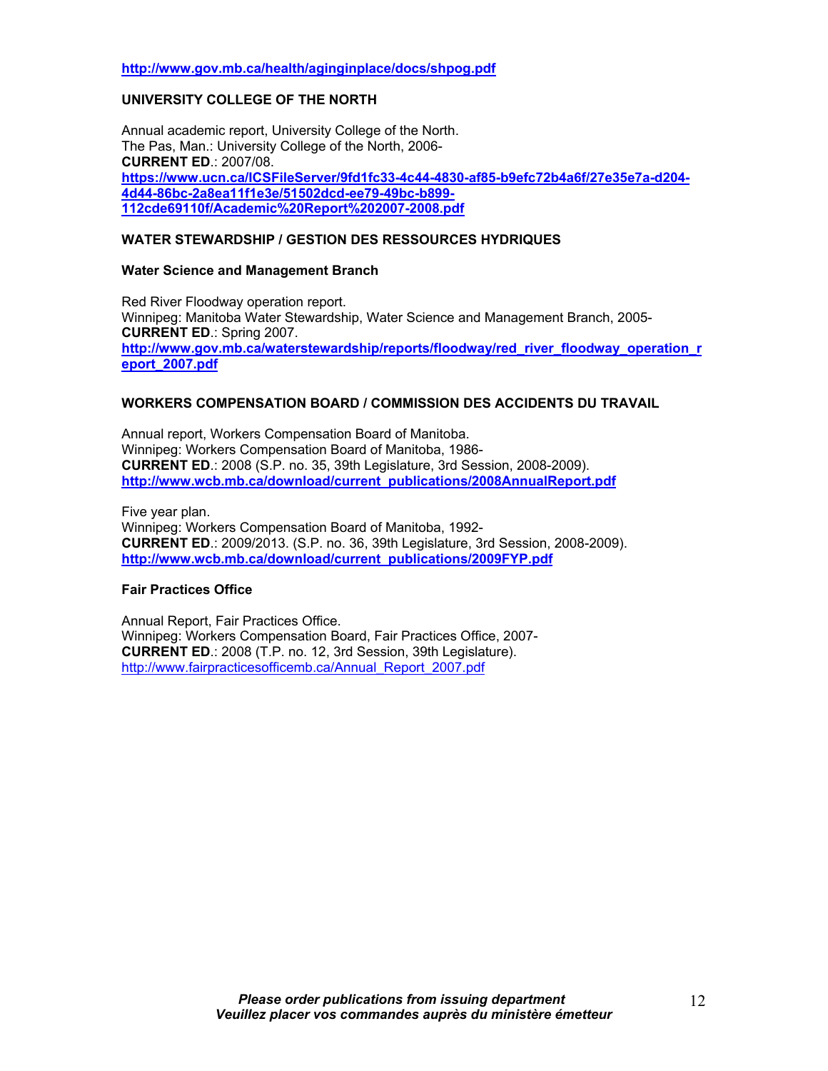**http://www.gov.mb.ca/health/aginginplace/docs/shpog.pdf**

### UNIVERSITY COLLEGE OF THE NORTH

Annual academic report, University College of the North.
The Pas, Man.: University College of the North, 2006-
**CURRENT ED**.: 2007/08.
**https://www.ucn.ca/ICSFileServer/9fd1fc33-4c44-4830-af85-b9efc72b4a6f/27e35e7a-d204-4d44-86bc-2a8ea11f1e3e/51502dcd-ee79-49bc-b899-112cde69110f/Academic%20Report%202007-2008.pdf**

### WATER STEWARDSHIP / GESTION DES RESSOURCES HYDRIQUES

#### Water Science and Management Branch

Red River Floodway operation report.
Winnipeg: Manitoba Water Stewardship, Water Science and Management Branch, 2005-
**CURRENT ED**.: Spring 2007.
**http://www.gov.mb.ca/waterstewardship/reports/floodway/red_river_floodway_operation_report_2007.pdf**

### WORKERS COMPENSATION BOARD / COMMISSION DES ACCIDENTS DU TRAVAIL

Annual report, Workers Compensation Board of Manitoba.
Winnipeg: Workers Compensation Board of Manitoba, 1986-
**CURRENT ED**.: 2008 (S.P. no. 35, 39th Legislature, 3rd Session, 2008-2009).
**http://www.wcb.mb.ca/download/current_publications/2008AnnualReport.pdf**

Five year plan.
Winnipeg: Workers Compensation Board of Manitoba, 1992-
**CURRENT ED**.: 2009/2013. (S.P. no. 36, 39th Legislature, 3rd Session, 2008-2009).
**http://www.wcb.mb.ca/download/current_publications/2009FYP.pdf**

#### Fair Practices Office

Annual Report, Fair Practices Office.
Winnipeg: Workers Compensation Board, Fair Practices Office, 2007-
**CURRENT ED**.: 2008 (T.P. no. 12, 3rd Session, 39th Legislature).
http://www.fairpracticesofficemb.ca/Annual_Report_2007.pdf

***Please order publications from issuing department***
***Veuillez placer vos commandes auprès du ministère émetteur***